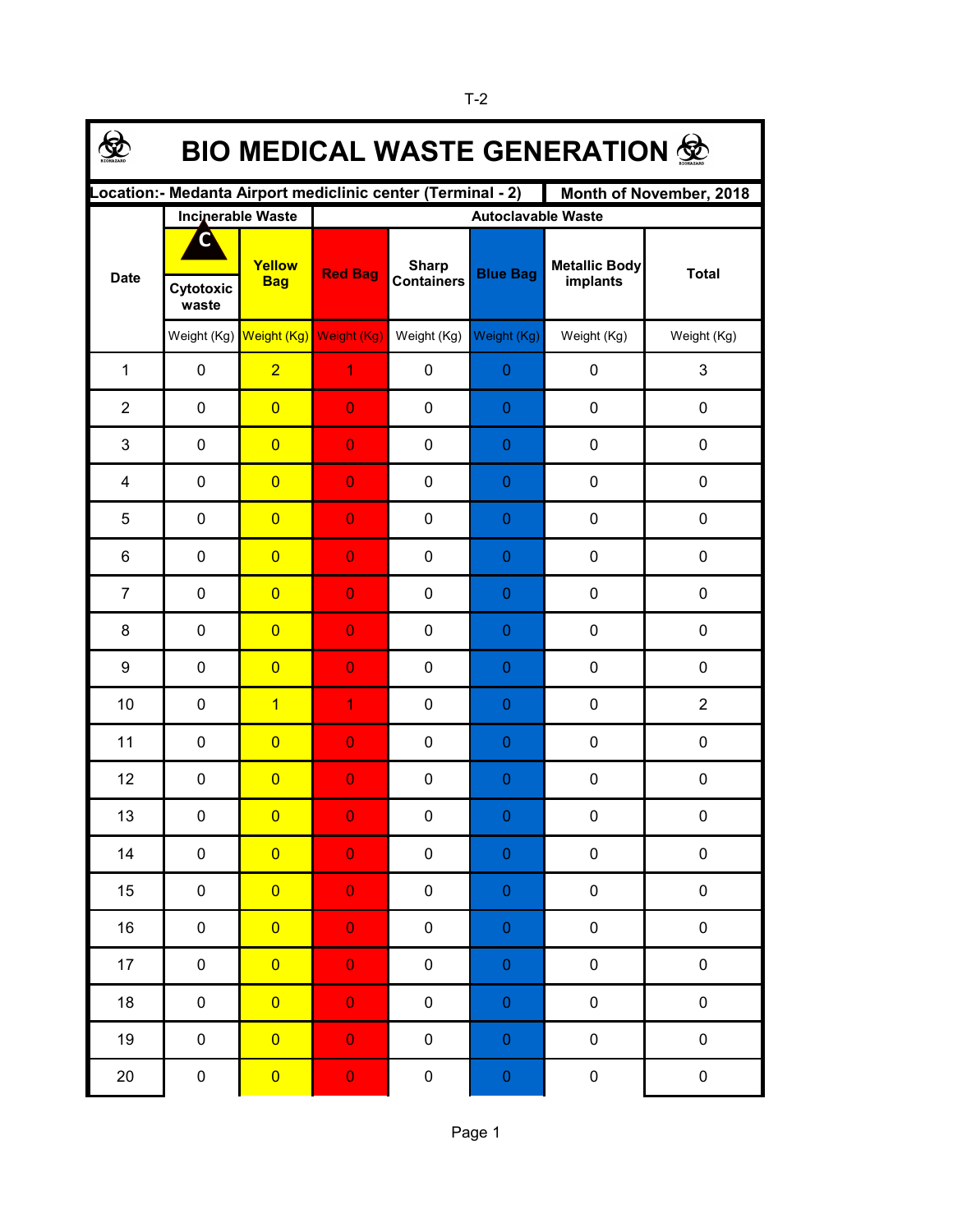T-2

# BIO MEDICAL WASTE GENERATION

**Location:- Medanta Airport mediclinic center (Terminal - 2)** | **Month of November, 2018**

| Date | Incinerable Waste | | Autoclavable Waste | | | | Total |
|---|---|---|---|---|---|---|---|
| | Cytotoxic waste | Yellow Bag | Red Bag | Sharp Containers | Blue Bag | Metallic Body implants | Total |
| | Weight (Kg) | Weight (Kg) | Weight (Kg) | Weight (Kg) | Weight (Kg) | Weight (Kg) | Weight (Kg) |
| 1 | 0 | 2 | 1 | 0 | 0 | 0 | 3 |
| 2 | 0 | 0 | 0 | 0 | 0 | 0 | 0 |
| 3 | 0 | 0 | 0 | 0 | 0 | 0 | 0 |
| 4 | 0 | 0 | 0 | 0 | 0 | 0 | 0 |
| 5 | 0 | 0 | 0 | 0 | 0 | 0 | 0 |
| 6 | 0 | 0 | 0 | 0 | 0 | 0 | 0 |
| 7 | 0 | 0 | 0 | 0 | 0 | 0 | 0 |
| 8 | 0 | 0 | 0 | 0 | 0 | 0 | 0 |
| 9 | 0 | 0 | 0 | 0 | 0 | 0 | 0 |
| 10 | 0 | 1 | 1 | 0 | 0 | 0 | 2 |
| 11 | 0 | 0 | 0 | 0 | 0 | 0 | 0 |
| 12 | 0 | 0 | 0 | 0 | 0 | 0 | 0 |
| 13 | 0 | 0 | 0 | 0 | 0 | 0 | 0 |
| 14 | 0 | 0 | 0 | 0 | 0 | 0 | 0 |
| 15 | 0 | 0 | 0 | 0 | 0 | 0 | 0 |
| 16 | 0 | 0 | 0 | 0 | 0 | 0 | 0 |
| 17 | 0 | 0 | 0 | 0 | 0 | 0 | 0 |
| 18 | 0 | 0 | 0 | 0 | 0 | 0 | 0 |
| 19 | 0 | 0 | 0 | 0 | 0 | 0 | 0 |
| 20 | 0 | 0 | 0 | 0 | 0 | 0 | 0 |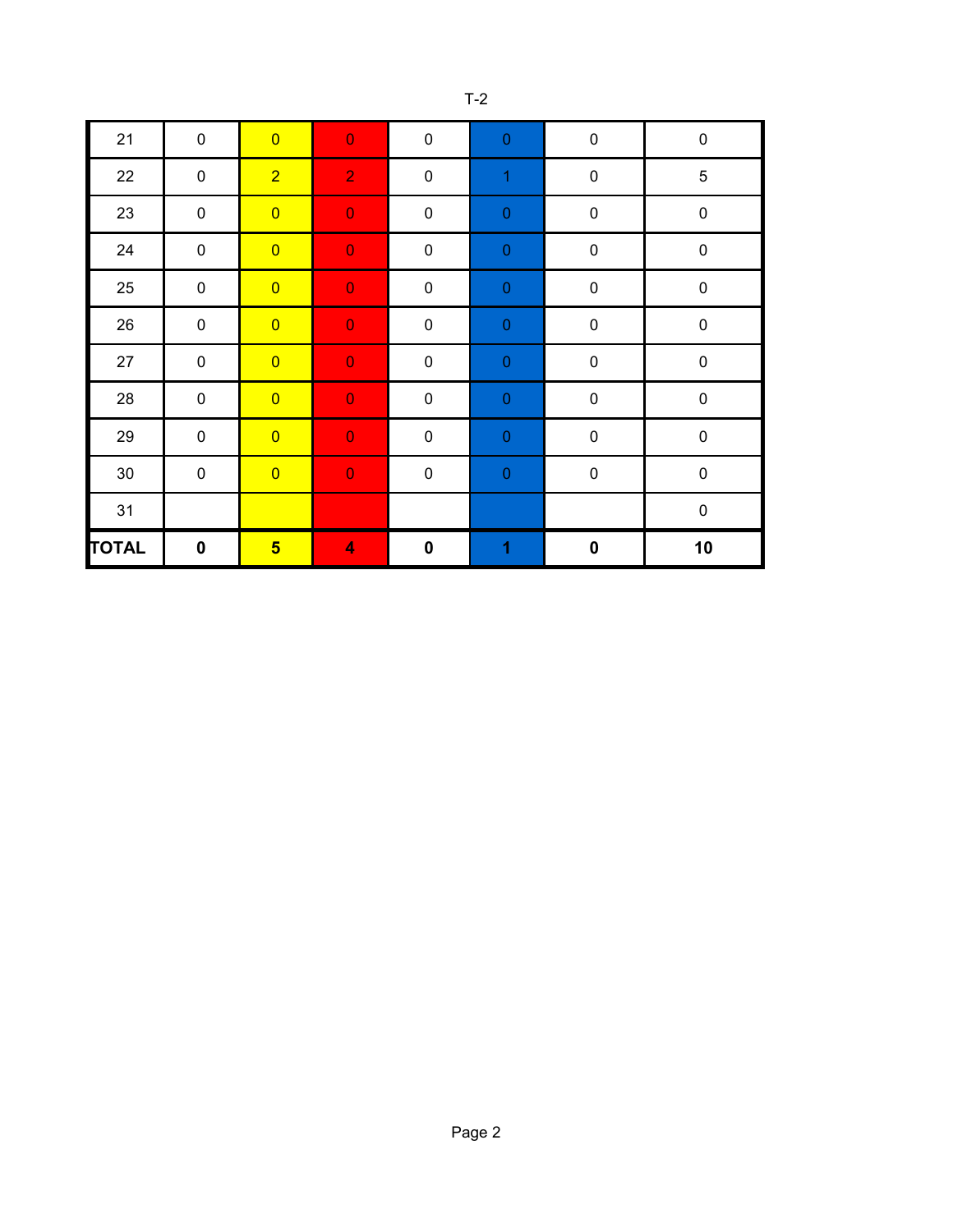T-2

| | | | | | | | |
|---|---|---|---|---|---|---|---|
| 21 | 0 | 0 | 0 | 0 | 0 | 0 | 0 |
| 22 | 0 | 2 | 2 | 0 | 1 | 0 | 5 |
| 23 | 0 | 0 | 0 | 0 | 0 | 0 | 0 |
| 24 | 0 | 0 | 0 | 0 | 0 | 0 | 0 |
| 25 | 0 | 0 | 0 | 0 | 0 | 0 | 0 |
| 26 | 0 | 0 | 0 | 0 | 0 | 0 | 0 |
| 27 | 0 | 0 | 0 | 0 | 0 | 0 | 0 |
| 28 | 0 | 0 | 0 | 0 | 0 | 0 | 0 |
| 29 | 0 | 0 | 0 | 0 | 0 | 0 | 0 |
| 30 | 0 | 0 | 0 | 0 | 0 | 0 | 0 |
| 31 | | | | | | | 0 |
| **TOTAL** | **0** | **5** | **4** | **0** | **1** | **0** | **10** |